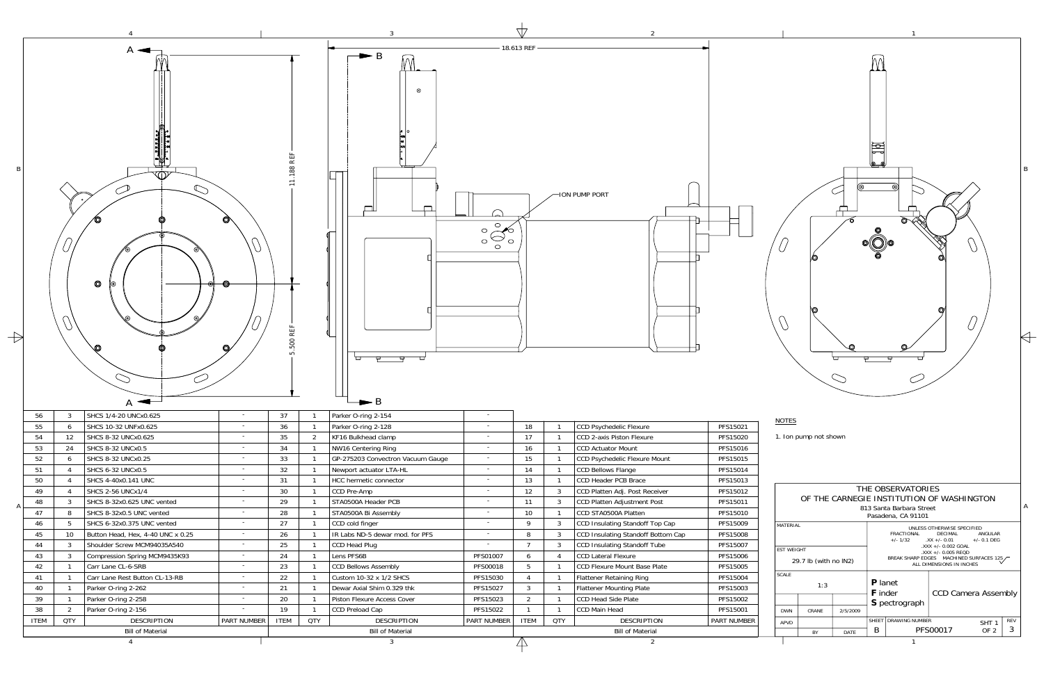A

B

18.613 REF

11.188 REF

5.500 REF

ION PUMP PORT

| ITEM | QTY | DESCRIPTION | PART NUMBER |
|---|---|---|---|
| 56 | 3 | SHCS 1/4-20 UNCx0.625 | - |
| 55 | 6 | SHCS 10-32 UNFx0.625 | - |
| 54 | 12 | SHCS 8-32 UNCx0.625 | - |
| 53 | 24 | SHCS 8-32 UNCx0.5 | - |
| 52 | 6 | SHCS 8-32 UNCx0.25 | - |
| 51 | 4 | SHCS 6-32 UNCx0.5 | - |
| 50 | 4 | SHCS 4-40x0.141 UNC | - |
| 49 | 4 | SHCS 2-56 UNCx1/4 | - |
| 48 | 3 | SHCS 8-32x0.625 UNC vented | - |
| 47 | 8 | SHCS 8-32x0.5 UNC vented | - |
| 46 | 5 | SHCS 6-32x0.375 UNC vented | - |
| 45 | 10 | Button Head, Hex, 4-40 UNC x 0.25 | - |
| 44 | 3 | Shoulder Screw MCM94035A540 | - |
| 43 | 3 | Compression Spring MCM9435K93 | - |
| 42 | 1 | Carr Lane CL-6-SRB | - |
| 41 | 1 | Carr Lane Rest Button CL-13-RB | - |
| 40 | 1 | Parker O-ring 2-262 | - |
| 39 | 1 | Parker O-ring 2-258 | - |
| 38 | 2 | Parker O-ring 2-156 | - |
| 37 | 1 | Parker O-ring 2-154 | - |
| 36 | 1 | Parker O-ring 2-128 | - |
| 35 | 2 | KF16 Bulkhead clamp | - |
| 34 | 1 | NW16 Centering Ring | - |
| 33 | 1 | GP-275203 Convectron Vacuum Gauge | - |
| 32 | 1 | Newport actuator LTA-HL | - |
| 31 | 1 | HCC hermetic connector | - |
| 30 | 1 | CCD Pre-Amp | - |
| 29 | 1 | STA0500A Header PCB | - |
| 28 | 1 | STA0500A Bi Assembly | - |
| 27 | 1 | CCD cold finger | - |
| 26 | 1 | IR Labs ND-5 dewar mod. for PFS | - |
| 25 | 1 | CCD Head Plug | - |
| 24 | 1 | Lens PFS6B | PFS01007 |
| 23 | 1 | CCD Bellows Assembly | PFS00018 |
| 22 | 1 | Custom 10-32 x 1/2 SHCS | PFS15030 |
| 21 | 1 | Dewar Axial Shim 0.329 thk | PFS15027 |
| 20 | 1 | Piston Flexure Access Cover | PFS15023 |
| 19 | 1 | CCD Preload Cap | PFS15022 |
| 18 | 1 | CCD Psychedelic Flexure | PFS15021 |
| 17 | 1 | CCD 2-axis Piston Flexure | PFS15020 |
| 16 | 1 | CCD Actuator Mount | PFS15016 |
| 15 | 1 | CCD Psychedelic Flexure Mount | PFS15015 |
| 14 | 1 | CCD Bellows Flange | PFS15014 |
| 13 | 1 | CCD Header PCB Brace | PFS15013 |
| 12 | 3 | CCD Platten Adj. Post Receiver | PFS15012 |
| 11 | 3 | CCD Platten Adjustment Post | PFS15011 |
| 10 | 1 | CCD STA0500A Platten | PFS15010 |
| 9 | 3 | CCD Insulating Standoff Top Cap | PFS15009 |
| 8 | 3 | CCD Insulating Standoff Bottom Cap | PFS15008 |
| 7 | 3 | CCD Insulating Standoff Tube | PFS15007 |
| 6 | 4 | CCD Lateral Flexure | PFS15006 |
| 5 | 1 | CCD Flexure Mount Base Plate | PFS15005 |
| 4 | 1 | Flattener Retaining Ring | PFS15004 |
| 3 | 1 | Flattener Mounting Plate | PFS15003 |
| 2 | 1 | CCD Head Side Plate | PFS15002 |
| 1 | 1 | CCD Main Head | PFS15001 |

Bill of Material

NOTES

1. Ion pump not shown

THE OBSERVATORIES
OF THE CARNEGIE INSTITUTION OF WASHINGTON
813 Santa Barbara Street
Pasadena, CA 91101

MATERIAL

UNLESS OTHERWISE SPECIFIED
FRACTIONAL +/- 1/32 | DECIMAL .XX +/- 0.01, .XXX +/- 0.002 GOAL, .XXX +/- 0.005 REQD | ANGULAR +/- 0.1 DEG
BREAK SHARP EDGES MACHINED SURFACES 125
ALL DIMENSIONS IN INCHES

EST WEIGHT: 29.7 lb (with no lN2)

SCALE: 1:3

**P**lanet **F**inder **S**pectrograph

CCD Camera Assembly

| DWN | CRANE | 2/5/2009 |
|---|---|---|
| APVD | | |
| | BY | DATE |

SHEET: B | DRAWING NUMBER: PFS00017 | SHT 1 OF 2 | REV 3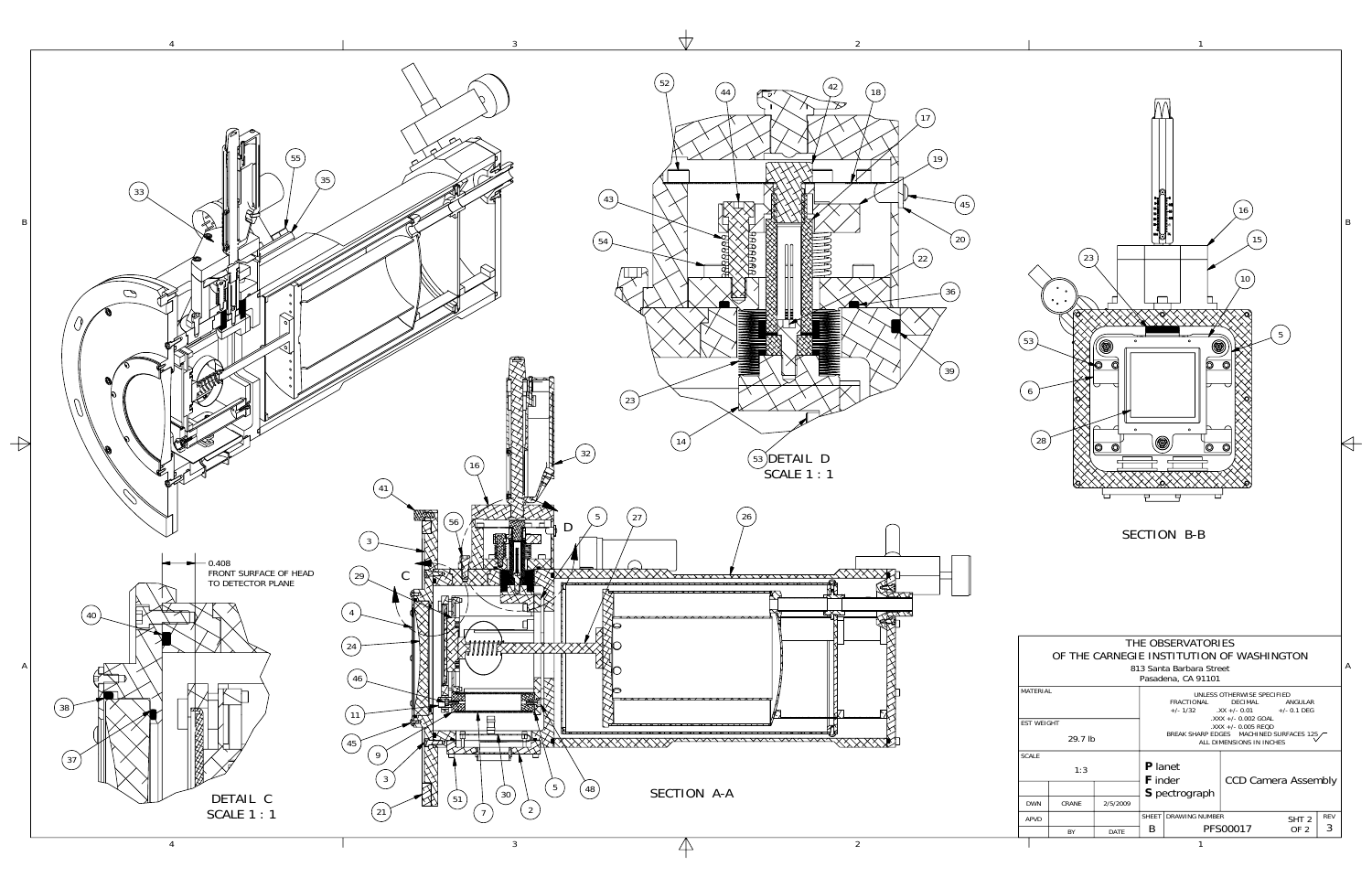DETAIL D
SCALE 1 : 1

SECTION B-B

0.408
FRONT SURFACE OF HEAD
TO DETECTOR PLANE

DETAIL C
SCALE 1 : 1

SECTION A-A

THE OBSERVATORIES
OF THE CARNEGIE INSTITUTION OF WASHINGTON
813 Santa Barbara Street
Pasadena, CA 91101

| | | |
|---|---|---|
| MATERIAL | | UNLESS OTHERWISE SPECIFIED<br>FRACTIONAL +/- 1/32; DECIMAL .XX +/- 0.01, .XXX +/- 0.002 GOAL, .XXX +/- 0.005 REQD; ANGULAR +/- 0.1 DEG<br>BREAK SHARP EDGES; MACHINED SURFACES 125<br>ALL DIMENSIONS IN INCHES |
| EST WEIGHT | 29.7 lb | |
| SCALE | 1:3 | **P**lanet **F**inder **S**pectrograph — CCD Camera Assembly |
| DWN | CRANE | 2/5/2009 |
| APVD | | |
| | BY | DATE |

SHEET B — DRAWING NUMBER PFS00017 — SHT 2 OF 2 — REV 3